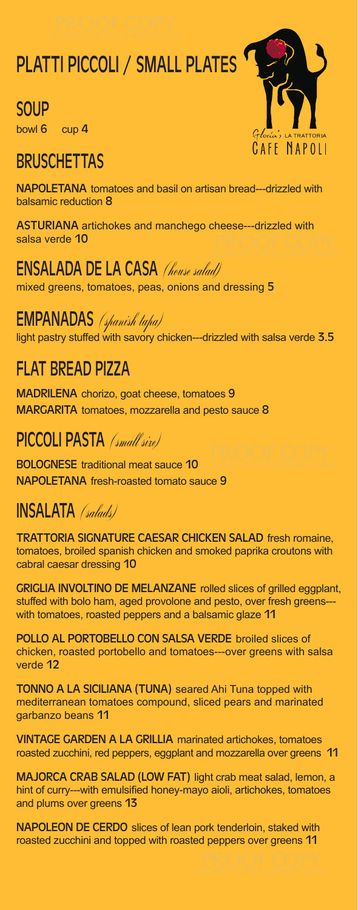# PLATTI PICCOLI / SMALL PLATES

Gloria's LA TRATTORIA
CAFE NAPOLI

## SOUP

bowl **6** cup **4**

## BRUSCHETTAS

**NAPOLETANA** tomatoes and basil on artisan bread---drizzled with balsamic reduction **8**

**ASTURIANA** artichokes and manchego cheese---drizzled with salsa verde **10**

## ENSALADA DE LA CASA *(house salad)*

mixed greens, tomatoes, peas, onions and dressing **5**

## EMPANADAS *(spanish tapa)*

light pastry stuffed with savory chicken---drizzled with salsa verde **3.5**

## FLAT BREAD PIZZA

**MADRILENA** chorizo, goat cheese, tomatoes **9**

**MARGARITA** tomatoes, mozzarella and pesto sauce **8**

## PICCOLI PASTA *(small size)*

**BOLOGNESE** traditional meat sauce **10**

**NAPOLETANA** fresh-roasted tomato sauce **9**

## INSALATA *(salads)*

**TRATTORIA SIGNATURE CAESAR CHICKEN SALAD** fresh romaine, tomatoes, broiled spanish chicken and smoked paprika croutons with cabral caesar dressing **10**

**GRIGLIA INVOLTINO DE MELANZANE** rolled slices of grilled eggplant, stuffed with bolo ham, aged provolone and pesto, over fresh greens---with tomatoes, roasted peppers and a balsamic glaze **11**

**POLLO AL PORTOBELLO CON SALSA VERDE** broiled slices of chicken, roasted portobello and tomatoes---over greens with salsa verde **12**

**TONNO A LA SICILIANA (TUNA)** seared Ahi Tuna topped with mediterranean tomatoes compound, sliced pears and marinated garbanzo beans **11**

**VINTAGE GARDEN A LA GRILLIA** marinated artichokes, tomatoes roasted zucchini, red peppers, eggplant and mozzarella over greens **11**

**MAJORCA CRAB SALAD (LOW FAT)** light crab meat salad, lemon, a hint of curry---with emulsified honey-mayo aioli, artichokes, tomatoes and plums over greens **13**

**NAPOLEON DE CERDO** slices of lean pork tenderloin, staked with roasted zucchini and topped with roasted peppers over greens **11**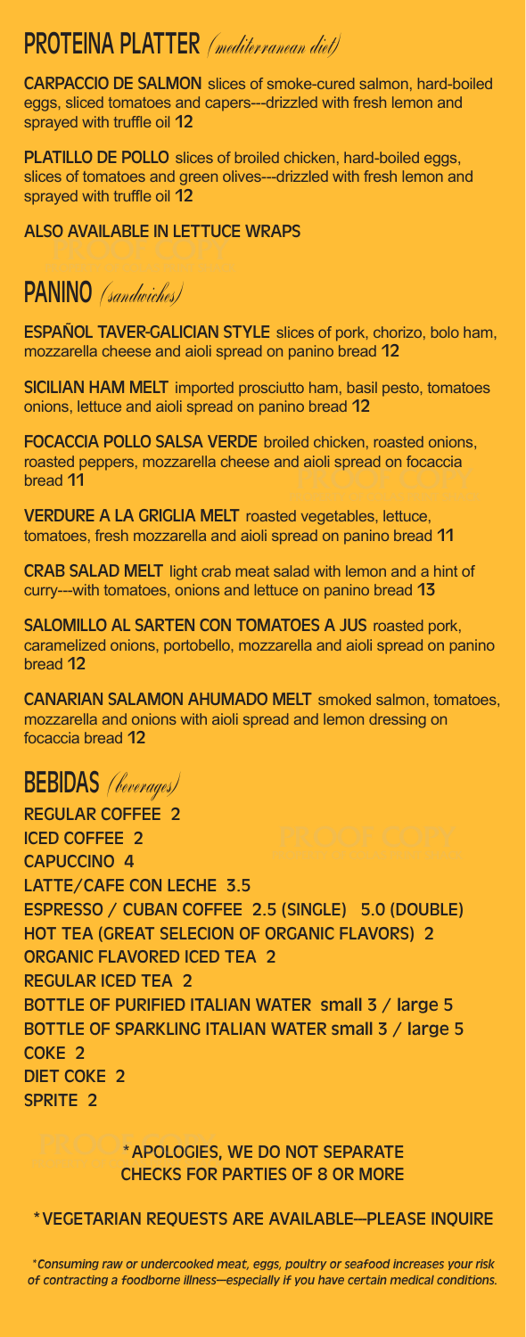## PROTEINA PLATTER *(mediterranean diet)*

**CARPACCIO DE SALMON** slices of smoke-cured salmon, hard-boiled eggs, sliced tomatoes and capers---drizzled with fresh lemon and sprayed with truffle oil **12**

**PLATILLO DE POLLO** slices of broiled chicken, hard-boiled eggs, slices of tomatoes and green olives---drizzled with fresh lemon and sprayed with truffle oil **12**

**ALSO AVAILABLE IN LETTUCE WRAPS**

## PANINO *(sandwiches)*

**ESPAÑOL TAVER-GALICIAN STYLE** slices of pork, chorizo, bolo ham, mozzarella cheese and aioli spread on panino bread **12**

**SICILIAN HAM MELT** imported prosciutto ham, basil pesto, tomatoes onions, lettuce and aioli spread on panino bread **12**

**FOCACCIA POLLO SALSA VERDE** broiled chicken, roasted onions, roasted peppers, mozzarella cheese and aioli spread on focaccia bread **11**

**VERDURE A LA GRIGLIA MELT** roasted vegetables, lettuce, tomatoes, fresh mozzarella and aioli spread on panino bread **11**

**CRAB SALAD MELT** light crab meat salad with lemon and a hint of curry---with tomatoes, onions and lettuce on panino bread **13**

**SALOMILLO AL SARTEN CON TOMATOES A JUS** roasted pork, caramelized onions, portobello, mozzarella and aioli spread on panino bread **12**

**CANARIAN SALAMON AHUMADO MELT** smoked salmon, tomatoes, mozzarella and onions with aioli spread and lemon dressing on focaccia bread **12**

## BEBIDAS *(beverages)*

REGULAR COFFEE 2
ICED COFFEE 2
CAPUCCINO 4
LATTE/CAFE CON LECHE 3.5
ESPRESSO / CUBAN COFFEE 2.5 (SINGLE) 5.0 (DOUBLE)
HOT TEA (GREAT SELECION OF ORGANIC FLAVORS) 2
ORGANIC FLAVORED ICED TEA 2
REGULAR ICED TEA 2
BOTTLE OF PURIFIED ITALIAN WATER small 3 / large 5
BOTTLE OF SPARKLING ITALIAN WATER small 3 / large 5
COKE 2
DIET COKE 2
SPRITE 2

*APOLOGIES, WE DO NOT SEPARATE CHECKS FOR PARTIES OF 8 OR MORE

*VEGETARIAN REQUESTS ARE AVAILABLE—PLEASE INQUIRE

*\*Consuming raw or undercooked meat, eggs, poultry or seafood increases your risk of contracting a foodborne illness—especially if you have certain medical conditions.*